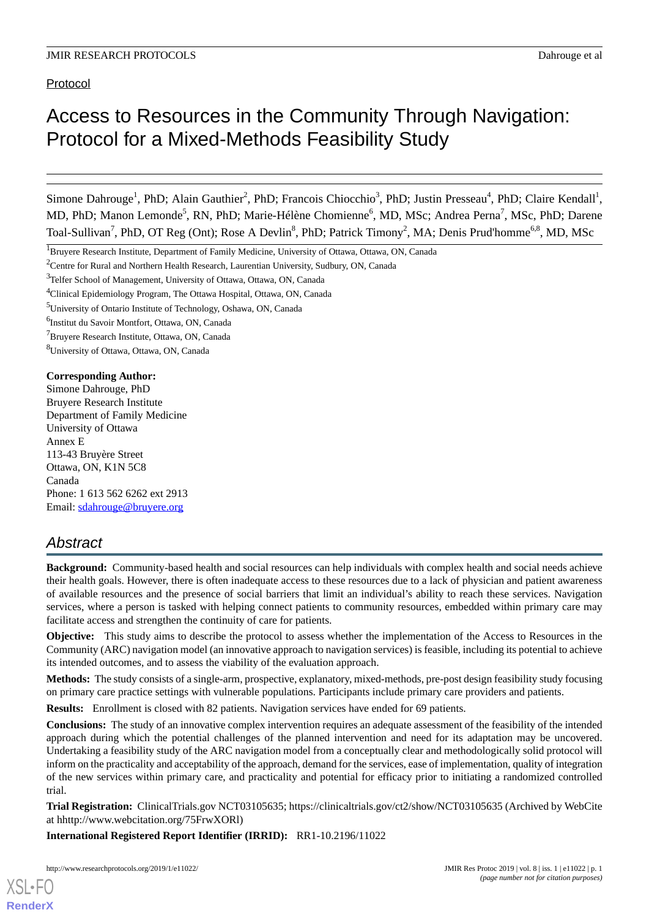Protocol

# Access to Resources in the Community Through Navigation: Protocol for a Mixed-Methods Feasibility Study

Simone Dahrouge[1], PhD; Alain Gauthier[2], PhD; Francois Chiocchio[3], PhD; Justin Presseau[4], PhD; Claire Kendall[1], MD, PhD; Manon Lemonde[5], RN, PhD; Marie-Hélène Chomienne[6], MD, MSc; Andrea Perna[7], MSc, PhD; Darene Toal-Sullivan[7], PhD, OT Reg (Ont); Rose A Devlin[8], PhD; Patrick Timony[2], MA; Denis Prud'homme[6,8], MD, MSc

[1]Bruyere Research Institute, Department of Family Medicine, University of Ottawa, Ottawa, ON, Canada

[2]Centre for Rural and Northern Health Research, Laurentian University, Sudbury, ON, Canada

[3]Telfer School of Management, University of Ottawa, Ottawa, ON, Canada

[4]Clinical Epidemiology Program, The Ottawa Hospital, Ottawa, ON, Canada

[5]University of Ontario Institute of Technology, Oshawa, ON, Canada

[6]Institut du Savoir Montfort, Ottawa, ON, Canada

[7]Bruyere Research Institute, Ottawa, ON, Canada

[8]University of Ottawa, Ottawa, ON, Canada

**Corresponding Author:**
Simone Dahrouge, PhD
Bruyere Research Institute
Department of Family Medicine
University of Ottawa
Annex E
113-43 Bruyère Street
Ottawa, ON, K1N 5C8
Canada
Phone: 1 613 562 6262 ext 2913
Email: sdahrouge@bruyere.org

## Abstract

**Background:** Community-based health and social resources can help individuals with complex health and social needs achieve their health goals. However, there is often inadequate access to these resources due to a lack of physician and patient awareness of available resources and the presence of social barriers that limit an individual's ability to reach these services. Navigation services, where a person is tasked with helping connect patients to community resources, embedded within primary care may facilitate access and strengthen the continuity of care for patients.

**Objective:** This study aims to describe the protocol to assess whether the implementation of the Access to Resources in the Community (ARC) navigation model (an innovative approach to navigation services) is feasible, including its potential to achieve its intended outcomes, and to assess the viability of the evaluation approach.

**Methods:** The study consists of a single-arm, prospective, explanatory, mixed-methods, pre-post design feasibility study focusing on primary care practice settings with vulnerable populations. Participants include primary care providers and patients.

**Results:** Enrollment is closed with 82 patients. Navigation services have ended for 69 patients.

**Conclusions:** The study of an innovative complex intervention requires an adequate assessment of the feasibility of the intended approach during which the potential challenges of the planned intervention and need for its adaptation may be uncovered. Undertaking a feasibility study of the ARC navigation model from a conceptually clear and methodologically solid protocol will inform on the practicality and acceptability of the approach, demand for the services, ease of implementation, quality of integration of the new services within primary care, and practicality and potential for efficacy prior to initiating a randomized controlled trial.

**Trial Registration:** ClinicalTrials.gov NCT03105635; https://clinicaltrials.gov/ct2/show/NCT03105635 (Archived by WebCite at hhttp://www.webcitation.org/75FrwXORl)

**International Registered Report Identifier (IRRID):** RR1-10.2196/11022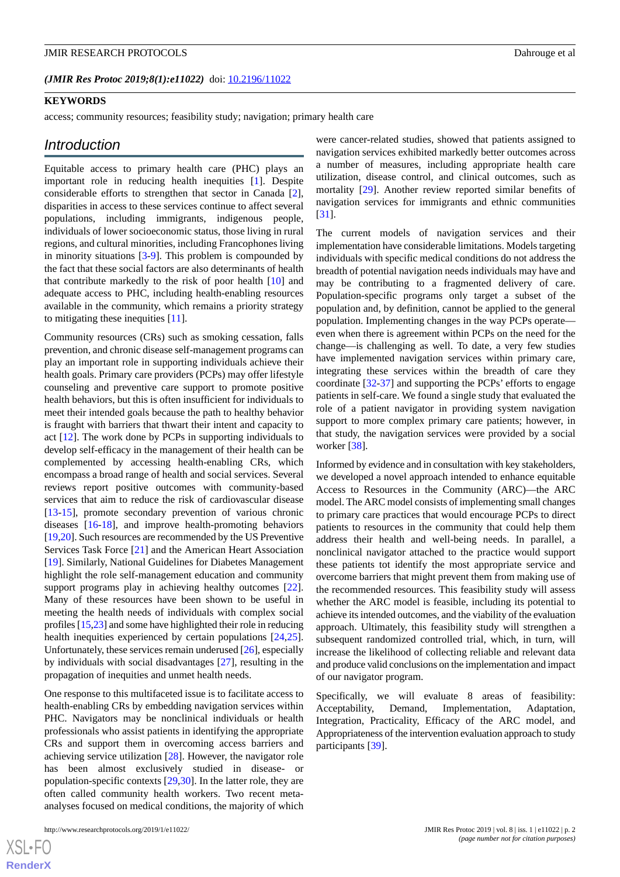*(JMIR Res Protoc 2019;8(1):e11022)* doi: 10.2196/11022

**KEYWORDS**

access; community resources; feasibility study; navigation; primary health care

## Introduction

Equitable access to primary health care (PHC) plays an important role in reducing health inequities [1]. Despite considerable efforts to strengthen that sector in Canada [2], disparities in access to these services continue to affect several populations, including immigrants, indigenous people, individuals of lower socioeconomic status, those living in rural regions, and cultural minorities, including Francophones living in minority situations [3-9]. This problem is compounded by the fact that these social factors are also determinants of health that contribute markedly to the risk of poor health [10] and adequate access to PHC, including health-enabling resources available in the community, which remains a priority strategy to mitigating these inequities [11].

Community resources (CRs) such as smoking cessation, falls prevention, and chronic disease self-management programs can play an important role in supporting individuals achieve their health goals. Primary care providers (PCPs) may offer lifestyle counseling and preventive care support to promote positive health behaviors, but this is often insufficient for individuals to meet their intended goals because the path to healthy behavior is fraught with barriers that thwart their intent and capacity to act [12]. The work done by PCPs in supporting individuals to develop self-efficacy in the management of their health can be complemented by accessing health-enabling CRs, which encompass a broad range of health and social services. Several reviews report positive outcomes with community-based services that aim to reduce the risk of cardiovascular disease [13-15], promote secondary prevention of various chronic diseases [16-18], and improve health-promoting behaviors [19,20]. Such resources are recommended by the US Preventive Services Task Force [21] and the American Heart Association [19]. Similarly, National Guidelines for Diabetes Management highlight the role self-management education and community support programs play in achieving healthy outcomes [22]. Many of these resources have been shown to be useful in meeting the health needs of individuals with complex social profiles [15,23] and some have highlighted their role in reducing health inequities experienced by certain populations [24,25]. Unfortunately, these services remain underused [26], especially by individuals with social disadvantages [27], resulting in the propagation of inequities and unmet health needs.

One response to this multifaceted issue is to facilitate access to health-enabling CRs by embedding navigation services within PHC. Navigators may be nonclinical individuals or health professionals who assist patients in identifying the appropriate CRs and support them in overcoming access barriers and achieving service utilization [28]. However, the navigator role has been almost exclusively studied in disease- or population-specific contexts [29,30]. In the latter role, they are often called community health workers. Two recent meta-analyses focused on medical conditions, the majority of which were cancer-related studies, showed that patients assigned to navigation services exhibited markedly better outcomes across a number of measures, including appropriate health care utilization, disease control, and clinical outcomes, such as mortality [29]. Another review reported similar benefits of navigation services for immigrants and ethnic communities [31].

The current models of navigation services and their implementation have considerable limitations. Models targeting individuals with specific medical conditions do not address the breadth of potential navigation needs individuals may have and may be contributing to a fragmented delivery of care. Population-specific programs only target a subset of the population and, by definition, cannot be applied to the general population. Implementing changes in the way PCPs operate—even when there is agreement within PCPs on the need for the change—is challenging as well. To date, a very few studies have implemented navigation services within primary care, integrating these services within the breadth of care they coordinate [32-37] and supporting the PCPs' efforts to engage patients in self-care. We found a single study that evaluated the role of a patient navigator in providing system navigation support to more complex primary care patients; however, in that study, the navigation services were provided by a social worker [38].

Informed by evidence and in consultation with key stakeholders, we developed a novel approach intended to enhance equitable Access to Resources in the Community (ARC)—the ARC model. The ARC model consists of implementing small changes to primary care practices that would encourage PCPs to direct patients to resources in the community that could help them address their health and well-being needs. In parallel, a nonclinical navigator attached to the practice would support these patients tot identify the most appropriate service and overcome barriers that might prevent them from making use of the recommended resources. This feasibility study will assess whether the ARC model is feasible, including its potential to achieve its intended outcomes, and the viability of the evaluation approach. Ultimately, this feasibility study will strengthen a subsequent randomized controlled trial, which, in turn, will increase the likelihood of collecting reliable and relevant data and produce valid conclusions on the implementation and impact of our navigator program.

Specifically, we will evaluate 8 areas of feasibility: Acceptability, Demand, Implementation, Adaptation, Integration, Practicality, Efficacy of the ARC model, and Appropriateness of the intervention evaluation approach to study participants [39].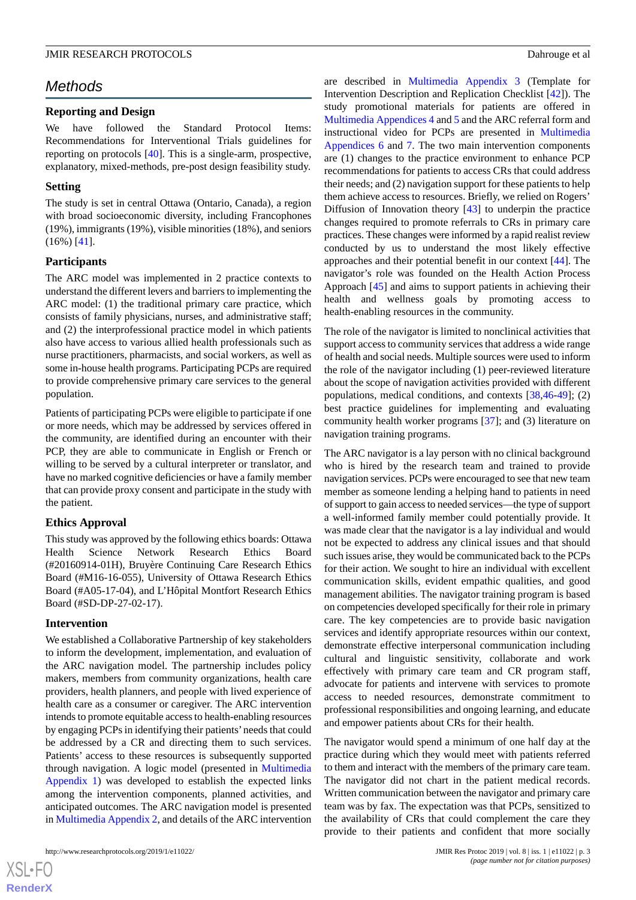## Methods

### Reporting and Design

We have followed the Standard Protocol Items: Recommendations for Interventional Trials guidelines for reporting on protocols [40]. This is a single-arm, prospective, explanatory, mixed-methods, pre-post design feasibility study.

### Setting

The study is set in central Ottawa (Ontario, Canada), a region with broad socioeconomic diversity, including Francophones (19%), immigrants (19%), visible minorities (18%), and seniors (16%) [41].

### Participants

The ARC model was implemented in 2 practice contexts to understand the different levers and barriers to implementing the ARC model: (1) the traditional primary care practice, which consists of family physicians, nurses, and administrative staff; and (2) the interprofessional practice model in which patients also have access to various allied health professionals such as nurse practitioners, pharmacists, and social workers, as well as some in-house health programs. Participating PCPs are required to provide comprehensive primary care services to the general population.

Patients of participating PCPs were eligible to participate if one or more needs, which may be addressed by services offered in the community, are identified during an encounter with their PCP, they are able to communicate in English or French or willing to be served by a cultural interpreter or translator, and have no marked cognitive deficiencies or have a family member that can provide proxy consent and participate in the study with the patient.

### Ethics Approval

This study was approved by the following ethics boards: Ottawa Health Science Network Research Ethics Board (#20160914-01H), Bruyère Continuing Care Research Ethics Board (#M16-16-055), University of Ottawa Research Ethics Board (#A05-17-04), and L'Hôpital Montfort Research Ethics Board (#SD-DP-27-02-17).

### Intervention

We established a Collaborative Partnership of key stakeholders to inform the development, implementation, and evaluation of the ARC navigation model. The partnership includes policy makers, members from community organizations, health care providers, health planners, and people with lived experience of health care as a consumer or caregiver. The ARC intervention intends to promote equitable access to health-enabling resources by engaging PCPs in identifying their patients' needs that could be addressed by a CR and directing them to such services. Patients' access to these resources is subsequently supported through navigation. A logic model (presented in Multimedia Appendix 1) was developed to establish the expected links among the intervention components, planned activities, and anticipated outcomes. The ARC navigation model is presented in Multimedia Appendix 2, and details of the ARC intervention are described in Multimedia Appendix 3 (Template for Intervention Description and Replication Checklist [42]). The study promotional materials for patients are offered in Multimedia Appendices 4 and 5 and the ARC referral form and instructional video for PCPs are presented in Multimedia Appendices 6 and 7. The two main intervention components are (1) changes to the practice environment to enhance PCP recommendations for patients to access CRs that could address their needs; and (2) navigation support for these patients to help them achieve access to resources. Briefly, we relied on Rogers' Diffusion of Innovation theory [43] to underpin the practice changes required to promote referrals to CRs in primary care practices. These changes were informed by a rapid realist review conducted by us to understand the most likely effective approaches and their potential benefit in our context [44]. The navigator's role was founded on the Health Action Process Approach [45] and aims to support patients in achieving their health and wellness goals by promoting access to health-enabling resources in the community.

The role of the navigator is limited to nonclinical activities that support access to community services that address a wide range of health and social needs. Multiple sources were used to inform the role of the navigator including (1) peer-reviewed literature about the scope of navigation activities provided with different populations, medical conditions, and contexts [38,46-49]; (2) best practice guidelines for implementing and evaluating community health worker programs [37]; and (3) literature on navigation training programs.

The ARC navigator is a lay person with no clinical background who is hired by the research team and trained to provide navigation services. PCPs were encouraged to see that new team member as someone lending a helping hand to patients in need of support to gain access to needed services—the type of support a well-informed family member could potentially provide. It was made clear that the navigator is a lay individual and would not be expected to address any clinical issues and that should such issues arise, they would be communicated back to the PCPs for their action. We sought to hire an individual with excellent communication skills, evident empathic qualities, and good management abilities. The navigator training program is based on competencies developed specifically for their role in primary care. The key competencies are to provide basic navigation services and identify appropriate resources within our context, demonstrate effective interpersonal communication including cultural and linguistic sensitivity, collaborate and work effectively with primary care team and CR program staff, advocate for patients and intervene with services to promote access to needed resources, demonstrate commitment to professional responsibilities and ongoing learning, and educate and empower patients about CRs for their health.

The navigator would spend a minimum of one half day at the practice during which they would meet with patients referred to them and interact with the members of the primary care team. The navigator did not chart in the patient medical records. Written communication between the navigator and primary care team was by fax. The expectation was that PCPs, sensitized to the availability of CRs that could complement the care they provide to their patients and confident that more socially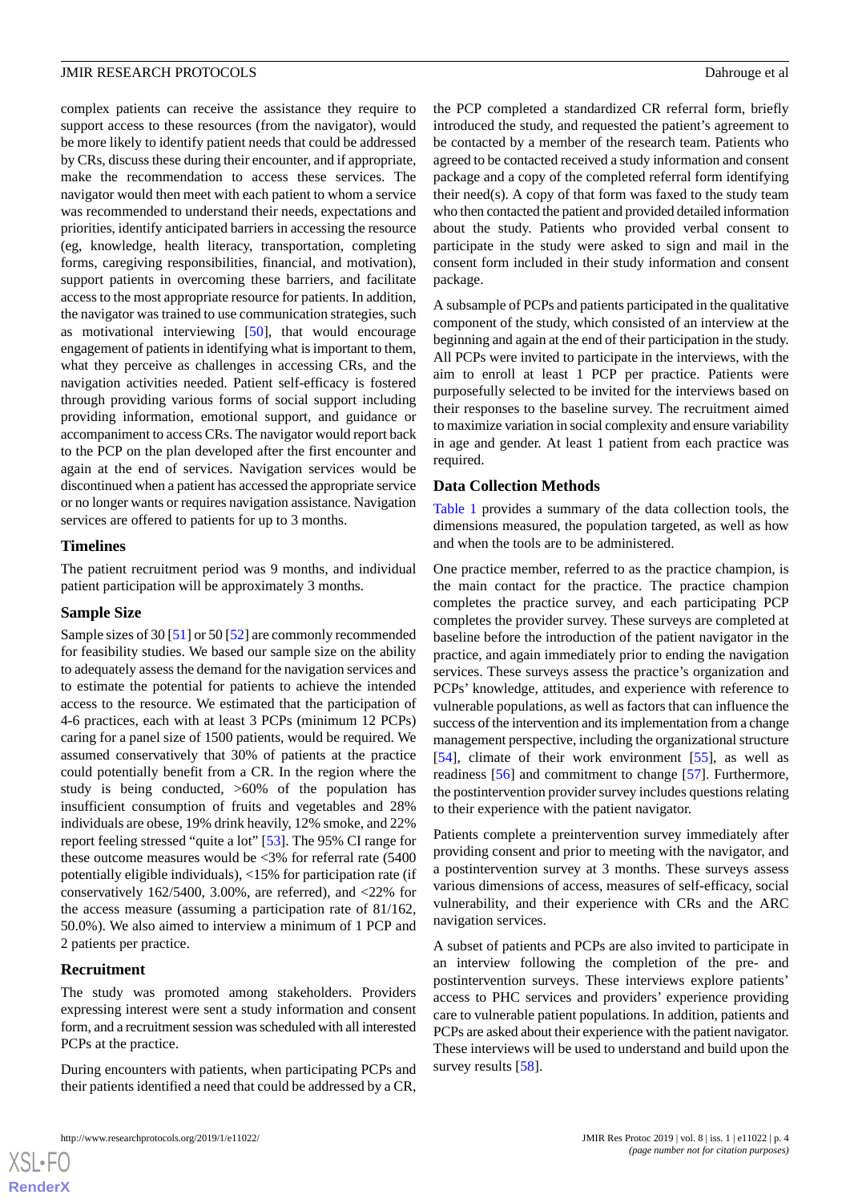complex patients can receive the assistance they require to support access to these resources (from the navigator), would be more likely to identify patient needs that could be addressed by CRs, discuss these during their encounter, and if appropriate, make the recommendation to access these services. The navigator would then meet with each patient to whom a service was recommended to understand their needs, expectations and priorities, identify anticipated barriers in accessing the resource (eg, knowledge, health literacy, transportation, completing forms, caregiving responsibilities, financial, and motivation), support patients in overcoming these barriers, and facilitate access to the most appropriate resource for patients. In addition, the navigator was trained to use communication strategies, such as motivational interviewing [50], that would encourage engagement of patients in identifying what is important to them, what they perceive as challenges in accessing CRs, and the navigation activities needed. Patient self-efficacy is fostered through providing various forms of social support including providing information, emotional support, and guidance or accompaniment to access CRs. The navigator would report back to the PCP on the plan developed after the first encounter and again at the end of services. Navigation services would be discontinued when a patient has accessed the appropriate service or no longer wants or requires navigation assistance. Navigation services are offered to patients for up to 3 months.

### Timelines

The patient recruitment period was 9 months, and individual patient participation will be approximately 3 months.

### Sample Size

Sample sizes of 30 [51] or 50 [52] are commonly recommended for feasibility studies. We based our sample size on the ability to adequately assess the demand for the navigation services and to estimate the potential for patients to achieve the intended access to the resource. We estimated that the participation of 4-6 practices, each with at least 3 PCPs (minimum 12 PCPs) caring for a panel size of 1500 patients, would be required. We assumed conservatively that 30% of patients at the practice could potentially benefit from a CR. In the region where the study is being conducted, >60% of the population has insufficient consumption of fruits and vegetables and 28% individuals are obese, 19% drink heavily, 12% smoke, and 22% report feeling stressed "quite a lot" [53]. The 95% CI range for these outcome measures would be <3% for referral rate (5400 potentially eligible individuals), <15% for participation rate (if conservatively 162/5400, 3.00%, are referred), and <22% for the access measure (assuming a participation rate of 81/162, 50.0%). We also aimed to interview a minimum of 1 PCP and 2 patients per practice.

### Recruitment

The study was promoted among stakeholders. Providers expressing interest were sent a study information and consent form, and a recruitment session was scheduled with all interested PCPs at the practice.

During encounters with patients, when participating PCPs and their patients identified a need that could be addressed by a CR, the PCP completed a standardized CR referral form, briefly introduced the study, and requested the patient's agreement to be contacted by a member of the research team. Patients who agreed to be contacted received a study information and consent package and a copy of the completed referral form identifying their need(s). A copy of that form was faxed to the study team who then contacted the patient and provided detailed information about the study. Patients who provided verbal consent to participate in the study were asked to sign and mail in the consent form included in their study information and consent package.

A subsample of PCPs and patients participated in the qualitative component of the study, which consisted of an interview at the beginning and again at the end of their participation in the study. All PCPs were invited to participate in the interviews, with the aim to enroll at least 1 PCP per practice. Patients were purposefully selected to be invited for the interviews based on their responses to the baseline survey. The recruitment aimed to maximize variation in social complexity and ensure variability in age and gender. At least 1 patient from each practice was required.

### Data Collection Methods

Table 1 provides a summary of the data collection tools, the dimensions measured, the population targeted, as well as how and when the tools are to be administered.

One practice member, referred to as the practice champion, is the main contact for the practice. The practice champion completes the practice survey, and each participating PCP completes the provider survey. These surveys are completed at baseline before the introduction of the patient navigator in the practice, and again immediately prior to ending the navigation services. These surveys assess the practice's organization and PCPs' knowledge, attitudes, and experience with reference to vulnerable populations, as well as factors that can influence the success of the intervention and its implementation from a change management perspective, including the organizational structure [54], climate of their work environment [55], as well as readiness [56] and commitment to change [57]. Furthermore, the postintervention provider survey includes questions relating to their experience with the patient navigator.

Patients complete a preintervention survey immediately after providing consent and prior to meeting with the navigator, and a postintervention survey at 3 months. These surveys assess various dimensions of access, measures of self-efficacy, social vulnerability, and their experience with CRs and the ARC navigation services.

A subset of patients and PCPs are also invited to participate in an interview following the completion of the pre- and postintervention surveys. These interviews explore patients' access to PHC services and providers' experience providing care to vulnerable patient populations. In addition, patients and PCPs are asked about their experience with the patient navigator. These interviews will be used to understand and build upon the survey results [58].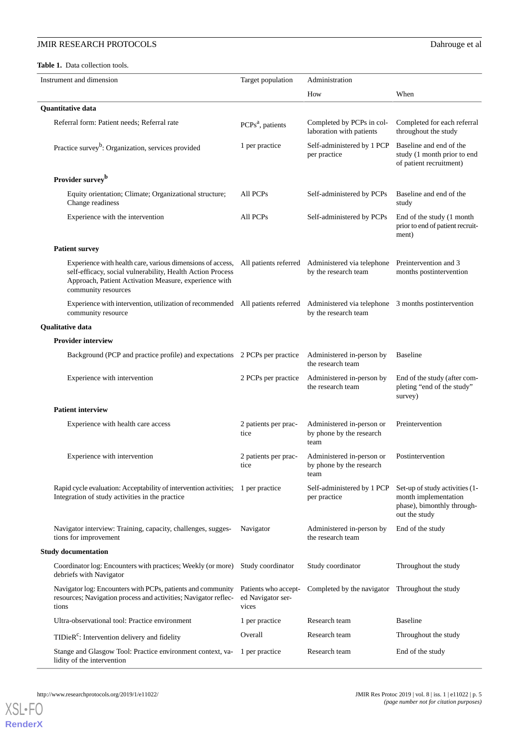**Table 1.** Data collection tools.

| Instrument and dimension | Target population | Administration | |
|---|---|---|---|
| | | How | When |
| **Quantitative data** | | | |
| Referral form: Patient needs; Referral rate | PCPs[a], patients | Completed by PCPs in collaboration with patients | Completed for each referral throughout the study |
| Practice survey[b]: Organization, services provided | 1 per practice | Self-administered by 1 PCP per practice | Baseline and end of the study (1 month prior to end of patient recruitment) |
| **Provider survey[b]** | | | |
| Equity orientation; Climate; Organizational structure; Change readiness | All PCPs | Self-administered by PCPs | Baseline and end of the study |
| Experience with the intervention | All PCPs | Self-administered by PCPs | End of the study (1 month prior to end of patient recruitment) |
| **Patient survey** | | | |
| Experience with health care, various dimensions of access, self-efficacy, social vulnerability, Health Action Process Approach, Patient Activation Measure, experience with community resources | All patients referred | Administered via telephone by the research team | Preintervention and 3 months postintervention |
| Experience with intervention, utilization of recommended community resource | All patients referred | Administered via telephone by the research team | 3 months postintervention |
| **Qualitative data** | | | |
| **Provider interview** | | | |
| Background (PCP and practice profile) and expectations | 2 PCPs per practice | Administered in-person by the research team | Baseline |
| Experience with intervention | 2 PCPs per practice | Administered in-person by the research team | End of the study (after completing "end of the study" survey) |
| **Patient interview** | | | |
| Experience with health care access | 2 patients per practice | Administered in-person or by phone by the research team | Preintervention |
| Experience with intervention | 2 patients per practice | Administered in-person or by phone by the research team | Postintervention |
| Rapid cycle evaluation: Acceptability of intervention activities; Integration of study activities in the practice | 1 per practice | Self-administered by 1 PCP per practice | Set-up of study activities (1-month implementation phase), bimonthly throughout the study |
| Navigator interview: Training, capacity, challenges, suggestions for improvement | Navigator | Administered in-person by the research team | End of the study |
| **Study documentation** | | | |
| Coordinator log: Encounters with practices; Weekly (or more) debriefs with Navigator | Study coordinator | Study coordinator | Throughout the study |
| Navigator log: Encounters with PCPs, patients and community resources; Navigation process and activities; Navigator reflections | Patients who accepted Navigator services | Completed by the navigator | Throughout the study |
| Ultra-observational tool: Practice environment | 1 per practice | Research team | Baseline |
| TIDieR[c]: Intervention delivery and fidelity | Overall | Research team | Throughout the study |
| Stange and Glasgow Tool: Practice environment context, validity of the intervention | 1 per practice | Research team | End of the study |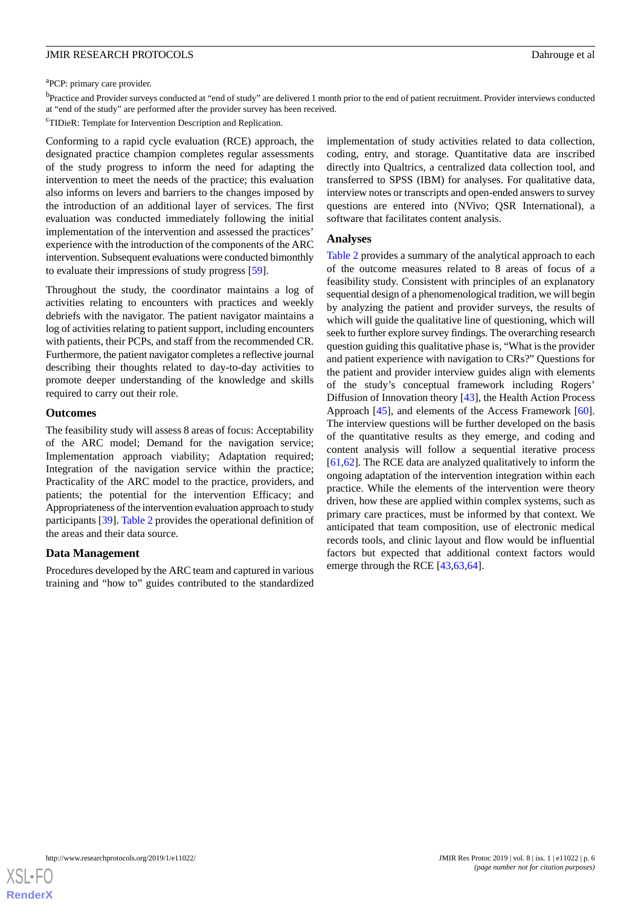[a]PCP: primary care provider.

[b]Practice and Provider surveys conducted at "end of study" are delivered 1 month prior to the end of patient recruitment. Provider interviews conducted at "end of the study" are performed after the provider survey has been received.

[c]TIDieR: Template for Intervention Description and Replication.

Conforming to a rapid cycle evaluation (RCE) approach, the designated practice champion completes regular assessments of the study progress to inform the need for adapting the intervention to meet the needs of the practice; this evaluation also informs on levers and barriers to the changes imposed by the introduction of an additional layer of services. The first evaluation was conducted immediately following the initial implementation of the intervention and assessed the practices' experience with the introduction of the components of the ARC intervention. Subsequent evaluations were conducted bimonthly to evaluate their impressions of study progress [59].

Throughout the study, the coordinator maintains a log of activities relating to encounters with practices and weekly debriefs with the navigator. The patient navigator maintains a log of activities relating to patient support, including encounters with patients, their PCPs, and staff from the recommended CR. Furthermore, the patient navigator completes a reflective journal describing their thoughts related to day-to-day activities to promote deeper understanding of the knowledge and skills required to carry out their role.

### Outcomes

The feasibility study will assess 8 areas of focus: Acceptability of the ARC model; Demand for the navigation service; Implementation approach viability; Adaptation required; Integration of the navigation service within the practice; Practicality of the ARC model to the practice, providers, and patients; the potential for the intervention Efficacy; and Appropriateness of the intervention evaluation approach to study participants [39]. Table 2 provides the operational definition of the areas and their data source.

### Data Management

Procedures developed by the ARC team and captured in various training and "how to" guides contributed to the standardized implementation of study activities related to data collection, coding, entry, and storage. Quantitative data are inscribed directly into Qualtrics, a centralized data collection tool, and transferred to SPSS (IBM) for analyses. For qualitative data, interview notes or transcripts and open-ended answers to survey questions are entered into (NVivo; QSR International), a software that facilitates content analysis.

### Analyses

Table 2 provides a summary of the analytical approach to each of the outcome measures related to 8 areas of focus of a feasibility study. Consistent with principles of an explanatory sequential design of a phenomenological tradition, we will begin by analyzing the patient and provider surveys, the results of which will guide the qualitative line of questioning, which will seek to further explore survey findings. The overarching research question guiding this qualitative phase is, "What is the provider and patient experience with navigation to CRs?" Questions for the patient and provider interview guides align with elements of the study's conceptual framework including Rogers' Diffusion of Innovation theory [43], the Health Action Process Approach [45], and elements of the Access Framework [60]. The interview questions will be further developed on the basis of the quantitative results as they emerge, and coding and content analysis will follow a sequential iterative process [61,62]. The RCE data are analyzed qualitatively to inform the ongoing adaptation of the intervention integration within each practice. While the elements of the intervention were theory driven, how these are applied within complex systems, such as primary care practices, must be informed by that context. We anticipated that team composition, use of electronic medical records tools, and clinic layout and flow would be influential factors but expected that additional context factors would emerge through the RCE [43,63,64].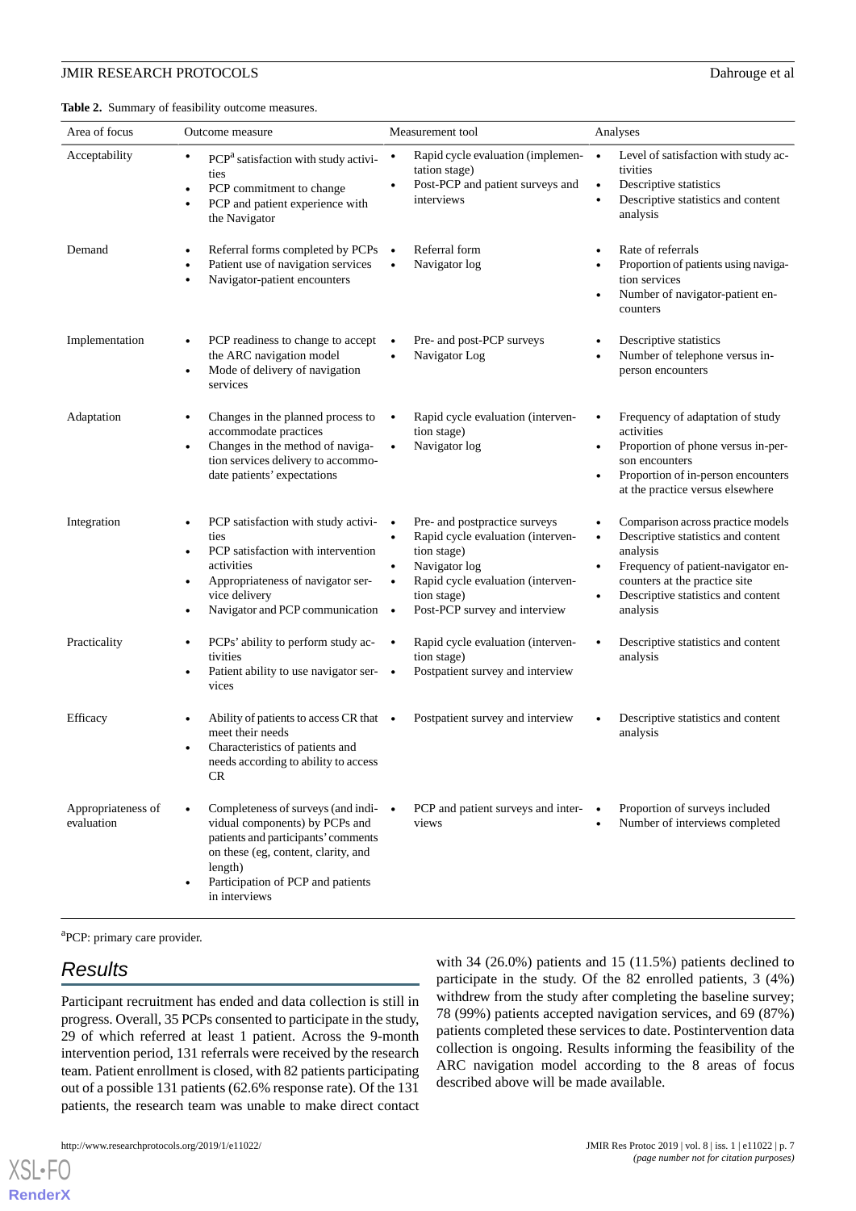**Table 2.** Summary of feasibility outcome measures.

| Area of focus | Outcome measure | Measurement tool | Analyses |
| --- | --- | --- | --- |
| Acceptability | • PCP[a] satisfaction with study activities<br>• PCP commitment to change<br>• PCP and patient experience with the Navigator | • Rapid cycle evaluation (implementation stage)<br>• Post-PCP and patient surveys and interviews | • Level of satisfaction with study activities<br>• Descriptive statistics<br>• Descriptive statistics and content analysis |
| Demand | • Referral forms completed by PCPs<br>• Patient use of navigation services<br>• Navigator-patient encounters | • Referral form<br>• Navigator log | • Rate of referrals<br>• Proportion of patients using navigation services<br>• Number of navigator-patient encounters |
| Implementation | • PCP readiness to change to accept the ARC navigation model<br>• Mode of delivery of navigation services | • Pre- and post-PCP surveys<br>• Navigator Log | • Descriptive statistics<br>• Number of telephone versus in-person encounters |
| Adaptation | • Changes in the planned process to accommodate practices<br>• Changes in the method of navigation services delivery to accommodate patients' expectations | • Rapid cycle evaluation (intervention stage)<br>• Navigator log | • Frequency of adaptation of study activities<br>• Proportion of phone versus in-person encounters<br>• Proportion of in-person encounters at the practice versus elsewhere |
| Integration | • PCP satisfaction with study activities<br>• PCP satisfaction with intervention activities<br>• Appropriateness of navigator service delivery<br>• Navigator and PCP communication | • Pre- and postpractice surveys<br>• Rapid cycle evaluation (intervention stage)<br>• Navigator log<br>• Rapid cycle evaluation (intervention stage)<br>• Post-PCP survey and interview | • Comparison across practice models<br>• Descriptive statistics and content analysis<br>• Frequency of patient-navigator encounters at the practice site<br>• Descriptive statistics and content analysis |
| Practicality | • PCPs' ability to perform study activities<br>• Patient ability to use navigator services | • Rapid cycle evaluation (intervention stage)<br>• Postpatient survey and interview | • Descriptive statistics and content analysis |
| Efficacy | • Ability of patients to access CR that meet their needs<br>• Characteristics of patients and needs according to ability to access CR | • Postpatient survey and interview | • Descriptive statistics and content analysis |
| Appropriateness of evaluation | • Completeness of surveys (and individual components) by PCPs and patients and participants' comments on these (eg, content, clarity, and length)<br>• Participation of PCP and patients in interviews | • PCP and patient surveys and interviews | • Proportion of surveys included<br>• Number of interviews completed |

[a]PCP: primary care provider.

## Results

Participant recruitment has ended and data collection is still in progress. Overall, 35 PCPs consented to participate in the study, 29 of which referred at least 1 patient. Across the 9-month intervention period, 131 referrals were received by the research team. Patient enrollment is closed, with 82 patients participating out of a possible 131 patients (62.6% response rate). Of the 131 patients, the research team was unable to make direct contact with 34 (26.0%) patients and 15 (11.5%) patients declined to participate in the study. Of the 82 enrolled patients, 3 (4%) withdrew from the study after completing the baseline survey; 78 (99%) patients accepted navigation services, and 69 (87%) patients completed these services to date. Postintervention data collection is ongoing. Results informing the feasibility of the ARC navigation model according to the 8 areas of focus described above will be made available.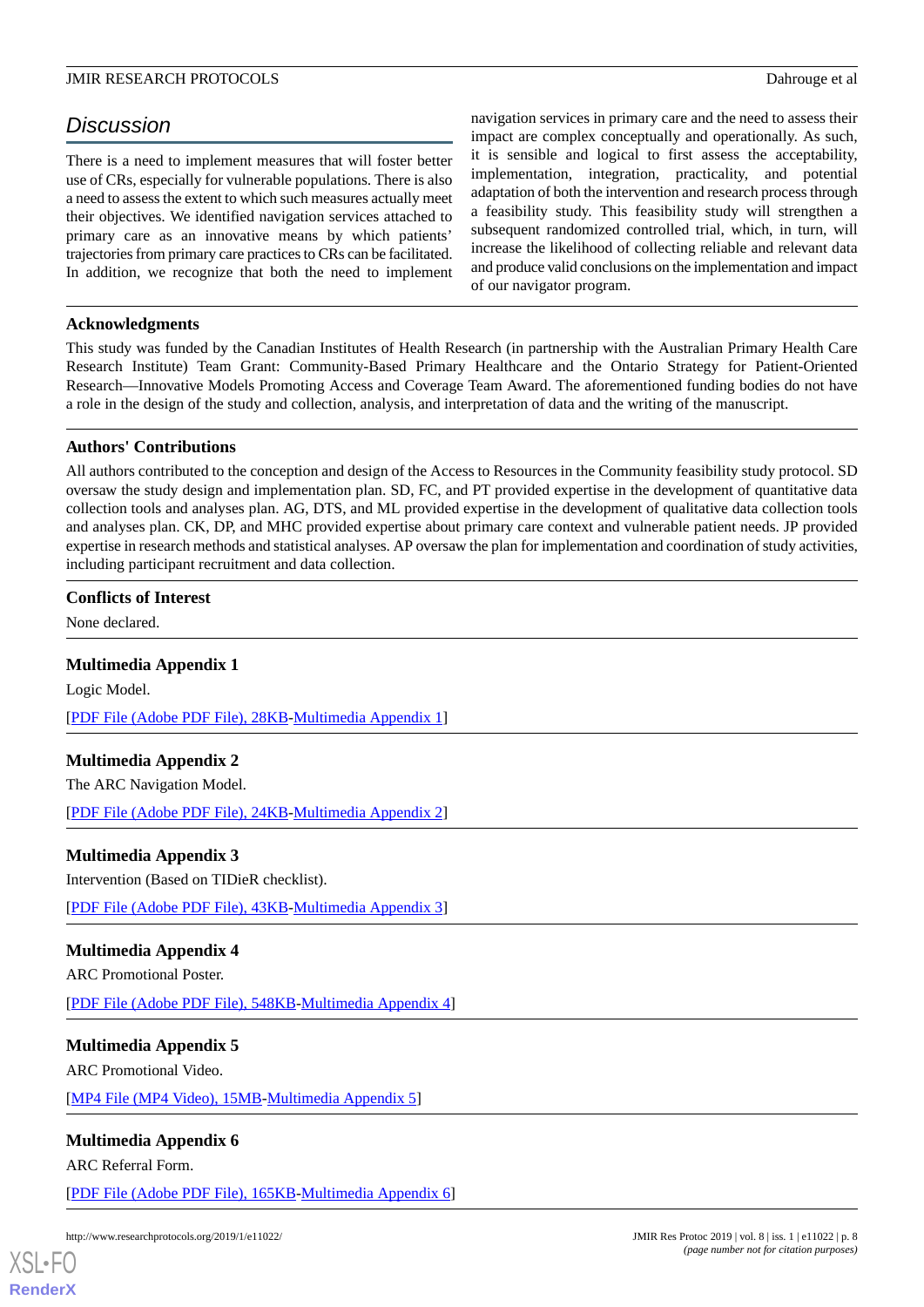## Discussion

There is a need to implement measures that will foster better use of CRs, especially for vulnerable populations. There is also a need to assess the extent to which such measures actually meet their objectives. We identified navigation services attached to primary care as an innovative means by which patients' trajectories from primary care practices to CRs can be facilitated. In addition, we recognize that both the need to implement navigation services in primary care and the need to assess their impact are complex conceptually and operationally. As such, it is sensible and logical to first assess the acceptability, implementation, integration, practicality, and potential adaptation of both the intervention and research process through a feasibility study. This feasibility study will strengthen a subsequent randomized controlled trial, which, in turn, will increase the likelihood of collecting reliable and relevant data and produce valid conclusions on the implementation and impact of our navigator program.

### Acknowledgments

This study was funded by the Canadian Institutes of Health Research (in partnership with the Australian Primary Health Care Research Institute) Team Grant: Community-Based Primary Healthcare and the Ontario Strategy for Patient-Oriented Research—Innovative Models Promoting Access and Coverage Team Award. The aforementioned funding bodies do not have a role in the design of the study and collection, analysis, and interpretation of data and the writing of the manuscript.

### Authors' Contributions

All authors contributed to the conception and design of the Access to Resources in the Community feasibility study protocol. SD oversaw the study design and implementation plan. SD, FC, and PT provided expertise in the development of quantitative data collection tools and analyses plan. AG, DTS, and ML provided expertise in the development of qualitative data collection tools and analyses plan. CK, DP, and MHC provided expertise about primary care context and vulnerable patient needs. JP provided expertise in research methods and statistical analyses. AP oversaw the plan for implementation and coordination of study activities, including participant recruitment and data collection.

### Conflicts of Interest

None declared.

### Multimedia Appendix 1

Logic Model.

[PDF File (Adobe PDF File), 28KB-Multimedia Appendix 1]

### Multimedia Appendix 2

The ARC Navigation Model.

[PDF File (Adobe PDF File), 24KB-Multimedia Appendix 2]

### Multimedia Appendix 3

Intervention (Based on TIDieR checklist).

[PDF File (Adobe PDF File), 43KB-Multimedia Appendix 3]

### Multimedia Appendix 4

ARC Promotional Poster.

[PDF File (Adobe PDF File), 548KB-Multimedia Appendix 4]

### Multimedia Appendix 5

ARC Promotional Video.

[MP4 File (MP4 Video), 15MB-Multimedia Appendix 5]

### Multimedia Appendix 6

ARC Referral Form.

[PDF File (Adobe PDF File), 165KB-Multimedia Appendix 6]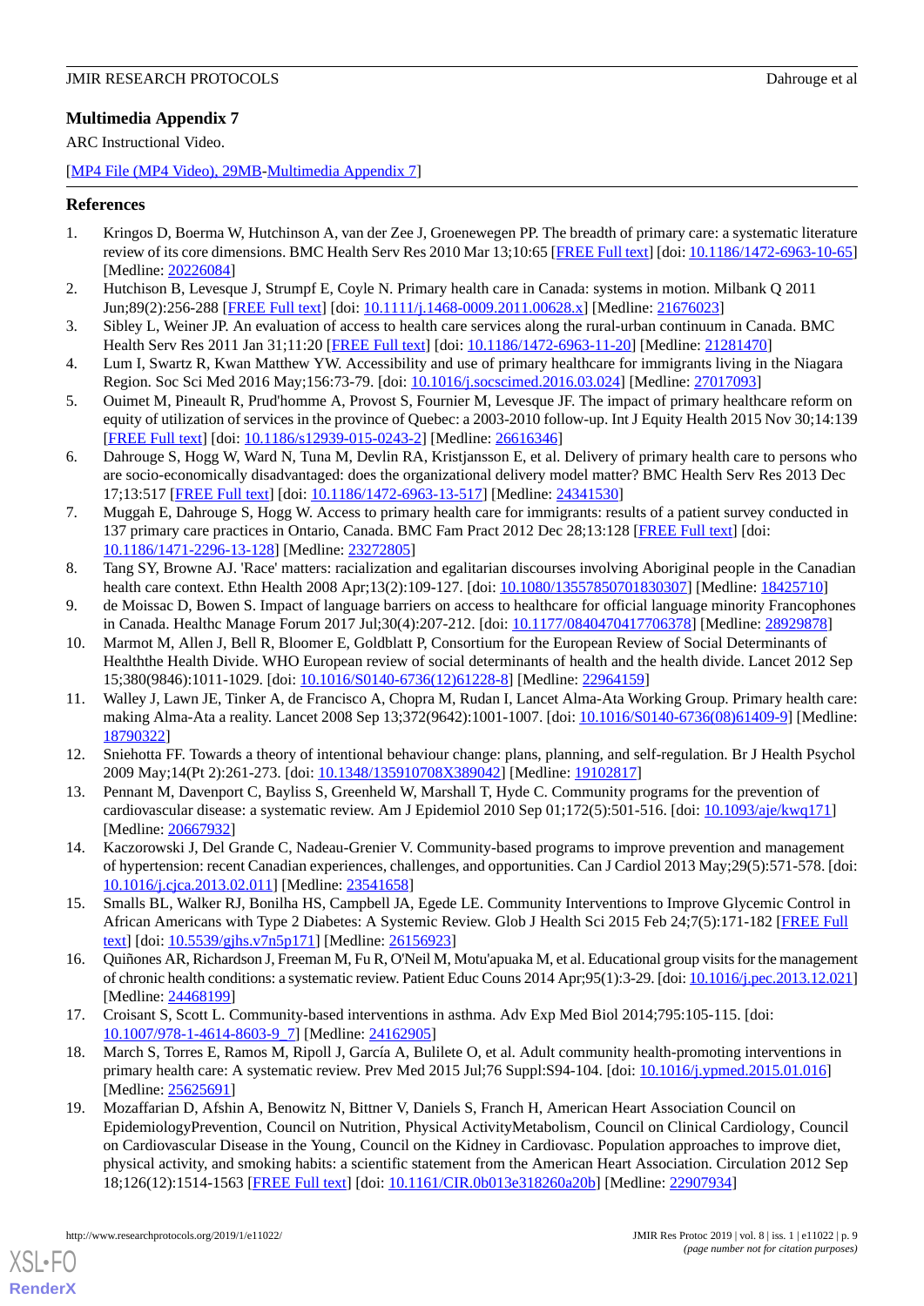## Multimedia Appendix 7

ARC Instructional Video.

[MP4 File (MP4 Video), 29MB-Multimedia Appendix 7]

## References

1. Kringos D, Boerma W, Hutchinson A, van der Zee J, Groenewegen PP. The breadth of primary care: a systematic literature review of its core dimensions. BMC Health Serv Res 2010 Mar 13;10:65 [FREE Full text] [doi: 10.1186/1472-6963-10-65] [Medline: 20226084]
2. Hutchison B, Levesque J, Strumpf E, Coyle N. Primary health care in Canada: systems in motion. Milbank Q 2011 Jun;89(2):256-288 [FREE Full text] [doi: 10.1111/j.1468-0009.2011.00628.x] [Medline: 21676023]
3. Sibley L, Weiner JP. An evaluation of access to health care services along the rural-urban continuum in Canada. BMC Health Serv Res 2011 Jan 31;11:20 [FREE Full text] [doi: 10.1186/1472-6963-11-20] [Medline: 21281470]
4. Lum I, Swartz R, Kwan Matthew YW. Accessibility and use of primary healthcare for immigrants living in the Niagara Region. Soc Sci Med 2016 May;156:73-79. [doi: 10.1016/j.socscimed.2016.03.024] [Medline: 27017093]
5. Ouimet M, Pineault R, Prud'homme A, Provost S, Fournier M, Levesque JF. The impact of primary healthcare reform on equity of utilization of services in the province of Quebec: a 2003-2010 follow-up. Int J Equity Health 2015 Nov 30;14:139 [FREE Full text] [doi: 10.1186/s12939-015-0243-2] [Medline: 26616346]
6. Dahrouge S, Hogg W, Ward N, Tuna M, Devlin RA, Kristjansson E, et al. Delivery of primary health care to persons who are socio-economically disadvantaged: does the organizational delivery model matter? BMC Health Serv Res 2013 Dec 17;13:517 [FREE Full text] [doi: 10.1186/1472-6963-13-517] [Medline: 24341530]
7. Muggah E, Dahrouge S, Hogg W. Access to primary health care for immigrants: results of a patient survey conducted in 137 primary care practices in Ontario, Canada. BMC Fam Pract 2012 Dec 28;13:128 [FREE Full text] [doi: 10.1186/1471-2296-13-128] [Medline: 23272805]
8. Tang SY, Browne AJ. 'Race' matters: racialization and egalitarian discourses involving Aboriginal people in the Canadian health care context. Ethn Health 2008 Apr;13(2):109-127. [doi: 10.1080/13557850701830307] [Medline: 18425710]
9. de Moissac D, Bowen S. Impact of language barriers on access to healthcare for official language minority Francophones in Canada. Healthc Manage Forum 2017 Jul;30(4):207-212. [doi: 10.1177/0840470417706378] [Medline: 28929878]
10. Marmot M, Allen J, Bell R, Bloomer E, Goldblatt P, Consortium for the European Review of Social Determinants of Healththe Health Divide. WHO European review of social determinants of health and the health divide. Lancet 2012 Sep 15;380(9846):1011-1029. [doi: 10.1016/S0140-6736(12)61228-8] [Medline: 22964159]
11. Walley J, Lawn JE, Tinker A, de Francisco A, Chopra M, Rudan I, Lancet Alma-Ata Working Group. Primary health care: making Alma-Ata a reality. Lancet 2008 Sep 13;372(9642):1001-1007. [doi: 10.1016/S0140-6736(08)61409-9] [Medline: 18790322]
12. Sniehotta FF. Towards a theory of intentional behaviour change: plans, planning, and self-regulation. Br J Health Psychol 2009 May;14(Pt 2):261-273. [doi: 10.1348/135910708X389042] [Medline: 19102817]
13. Pennant M, Davenport C, Bayliss S, Greenheld W, Marshall T, Hyde C. Community programs for the prevention of cardiovascular disease: a systematic review. Am J Epidemiol 2010 Sep 01;172(5):501-516. [doi: 10.1093/aje/kwq171] [Medline: 20667932]
14. Kaczorowski J, Del Grande C, Nadeau-Grenier V. Community-based programs to improve prevention and management of hypertension: recent Canadian experiences, challenges, and opportunities. Can J Cardiol 2013 May;29(5):571-578. [doi: 10.1016/j.cjca.2013.02.011] [Medline: 23541658]
15. Smalls BL, Walker RJ, Bonilha HS, Campbell JA, Egede LE. Community Interventions to Improve Glycemic Control in African Americans with Type 2 Diabetes: A Systemic Review. Glob J Health Sci 2015 Feb 24;7(5):171-182 [FREE Full text] [doi: 10.5539/gjhs.v7n5p171] [Medline: 26156923]
16. Quiñones AR, Richardson J, Freeman M, Fu R, O'Neil M, Motu'apuaka M, et al. Educational group visits for the management of chronic health conditions: a systematic review. Patient Educ Couns 2014 Apr;95(1):3-29. [doi: 10.1016/j.pec.2013.12.021] [Medline: 24468199]
17. Croisant S, Scott L. Community-based interventions in asthma. Adv Exp Med Biol 2014;795:105-115. [doi: 10.1007/978-1-4614-8603-9_7] [Medline: 24162905]
18. March S, Torres E, Ramos M, Ripoll J, García A, Bulilete O, et al. Adult community health-promoting interventions in primary health care: A systematic review. Prev Med 2015 Jul;76 Suppl:S94-104. [doi: 10.1016/j.ypmed.2015.01.016] [Medline: 25625691]
19. Mozaffarian D, Afshin A, Benowitz N, Bittner V, Daniels S, Franch H, American Heart Association Council on EpidemiologyPrevention, Council on Nutrition, Physical ActivityMetabolism, Council on Clinical Cardiology, Council on Cardiovascular Disease in the Young, Council on the Kidney in Cardiovasc. Population approaches to improve diet, physical activity, and smoking habits: a scientific statement from the American Heart Association. Circulation 2012 Sep 18;126(12):1514-1563 [FREE Full text] [doi: 10.1161/CIR.0b013e318260a20b] [Medline: 22907934]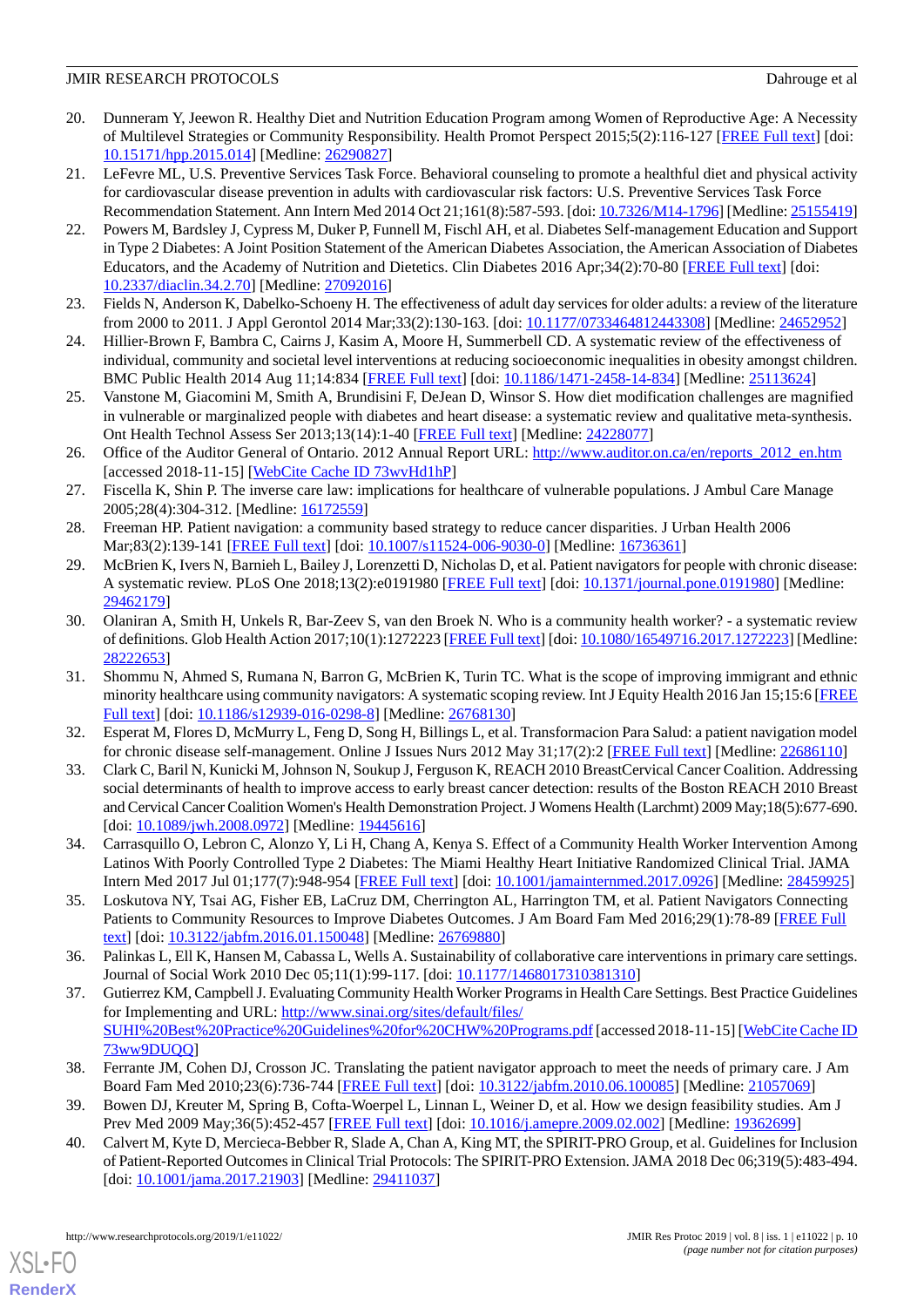20. Dunneram Y, Jeewon R. Healthy Diet and Nutrition Education Program among Women of Reproductive Age: A Necessity of Multilevel Strategies or Community Responsibility. Health Promot Perspect 2015;5(2):116-127 [FREE Full text] [doi: 10.15171/hpp.2015.014] [Medline: 26290827]
21. LeFevre ML, U.S. Preventive Services Task Force. Behavioral counseling to promote a healthful diet and physical activity for cardiovascular disease prevention in adults with cardiovascular risk factors: U.S. Preventive Services Task Force Recommendation Statement. Ann Intern Med 2014 Oct 21;161(8):587-593. [doi: 10.7326/M14-1796] [Medline: 25155419]
22. Powers M, Bardsley J, Cypress M, Duker P, Funnell M, Fischl AH, et al. Diabetes Self-management Education and Support in Type 2 Diabetes: A Joint Position Statement of the American Diabetes Association, the American Association of Diabetes Educators, and the Academy of Nutrition and Dietetics. Clin Diabetes 2016 Apr;34(2):70-80 [FREE Full text] [doi: 10.2337/diaclin.34.2.70] [Medline: 27092016]
23. Fields N, Anderson K, Dabelko-Schoeny H. The effectiveness of adult day services for older adults: a review of the literature from 2000 to 2011. J Appl Gerontol 2014 Mar;33(2):130-163. [doi: 10.1177/0733464812443308] [Medline: 24652952]
24. Hillier-Brown F, Bambra C, Cairns J, Kasim A, Moore H, Summerbell CD. A systematic review of the effectiveness of individual, community and societal level interventions at reducing socioeconomic inequalities in obesity amongst children. BMC Public Health 2014 Aug 11;14:834 [FREE Full text] [doi: 10.1186/1471-2458-14-834] [Medline: 25113624]
25. Vanstone M, Giacomini M, Smith A, Brundisini F, DeJean D, Winsor S. How diet modification challenges are magnified in vulnerable or marginalized people with diabetes and heart disease: a systematic review and qualitative meta-synthesis. Ont Health Technol Assess Ser 2013;13(14):1-40 [FREE Full text] [Medline: 24228077]
26. Office of the Auditor General of Ontario. 2012 Annual Report URL: http://www.auditor.on.ca/en/reports_2012_en.htm [accessed 2018-11-15] [WebCite Cache ID 73wvHd1hP]
27. Fiscella K, Shin P. The inverse care law: implications for healthcare of vulnerable populations. J Ambul Care Manage 2005;28(4):304-312. [Medline: 16172559]
28. Freeman HP. Patient navigation: a community based strategy to reduce cancer disparities. J Urban Health 2006 Mar;83(2):139-141 [FREE Full text] [doi: 10.1007/s11524-006-9030-0] [Medline: 16736361]
29. McBrien K, Ivers N, Barnieh L, Bailey J, Lorenzetti D, Nicholas D, et al. Patient navigators for people with chronic disease: A systematic review. PLoS One 2018;13(2):e0191980 [FREE Full text] [doi: 10.1371/journal.pone.0191980] [Medline: 29462179]
30. Olaniran A, Smith H, Unkels R, Bar-Zeev S, van den Broek N. Who is a community health worker? - a systematic review of definitions. Glob Health Action 2017;10(1):1272223 [FREE Full text] [doi: 10.1080/16549716.2017.1272223] [Medline: 28222653]
31. Shommu N, Ahmed S, Rumana N, Barron G, McBrien K, Turin TC. What is the scope of improving immigrant and ethnic minority healthcare using community navigators: A systematic scoping review. Int J Equity Health 2016 Jan 15;15:6 [FREE Full text] [doi: 10.1186/s12939-016-0298-8] [Medline: 26768130]
32. Esperat M, Flores D, McMurry L, Feng D, Song H, Billings L, et al. Transformacion Para Salud: a patient navigation model for chronic disease self-management. Online J Issues Nurs 2012 May 31;17(2):2 [FREE Full text] [Medline: 22686110]
33. Clark C, Baril N, Kunicki M, Johnson N, Soukup J, Ferguson K, REACH 2010 BreastCervical Cancer Coalition. Addressing social determinants of health to improve access to early breast cancer detection: results of the Boston REACH 2010 Breast and Cervical Cancer Coalition Women's Health Demonstration Project. J Womens Health (Larchmt) 2009 May;18(5):677-690. [doi: 10.1089/jwh.2008.0972] [Medline: 19445616]
34. Carrasquillo O, Lebron C, Alonzo Y, Li H, Chang A, Kenya S. Effect of a Community Health Worker Intervention Among Latinos With Poorly Controlled Type 2 Diabetes: The Miami Healthy Heart Initiative Randomized Clinical Trial. JAMA Intern Med 2017 Jul 01;177(7):948-954 [FREE Full text] [doi: 10.1001/jamainternmed.2017.0926] [Medline: 28459925]
35. Loskutova NY, Tsai AG, Fisher EB, LaCruz DM, Cherrington AL, Harrington TM, et al. Patient Navigators Connecting Patients to Community Resources to Improve Diabetes Outcomes. J Am Board Fam Med 2016;29(1):78-89 [FREE Full text] [doi: 10.3122/jabfm.2016.01.150048] [Medline: 26769880]
36. Palinkas L, Ell K, Hansen M, Cabassa L, Wells A. Sustainability of collaborative care interventions in primary care settings. Journal of Social Work 2010 Dec 05;11(1):99-117. [doi: 10.1177/1468017310381310]
37. Gutierrez KM, Campbell J. Evaluating Community Health Worker Programs in Health Care Settings. Best Practice Guidelines for Implementing and URL: http://www.sinai.org/sites/default/files/SUHI%20Best%20Practice%20Guidelines%20for%20CHW%20Programs.pdf [accessed 2018-11-15] [WebCite Cache ID 73ww9DUQQ]
38. Ferrante JM, Cohen DJ, Crosson JC. Translating the patient navigator approach to meet the needs of primary care. J Am Board Fam Med 2010;23(6):736-744 [FREE Full text] [doi: 10.3122/jabfm.2010.06.100085] [Medline: 21057069]
39. Bowen DJ, Kreuter M, Spring B, Cofta-Woerpel L, Linnan L, Weiner D, et al. How we design feasibility studies. Am J Prev Med 2009 May;36(5):452-457 [FREE Full text] [doi: 10.1016/j.amepre.2009.02.002] [Medline: 19362699]
40. Calvert M, Kyte D, Mercieca-Bebber R, Slade A, Chan A, King MT, the SPIRIT-PRO Group, et al. Guidelines for Inclusion of Patient-Reported Outcomes in Clinical Trial Protocols: The SPIRIT-PRO Extension. JAMA 2018 Dec 06;319(5):483-494. [doi: 10.1001/jama.2017.21903] [Medline: 29411037]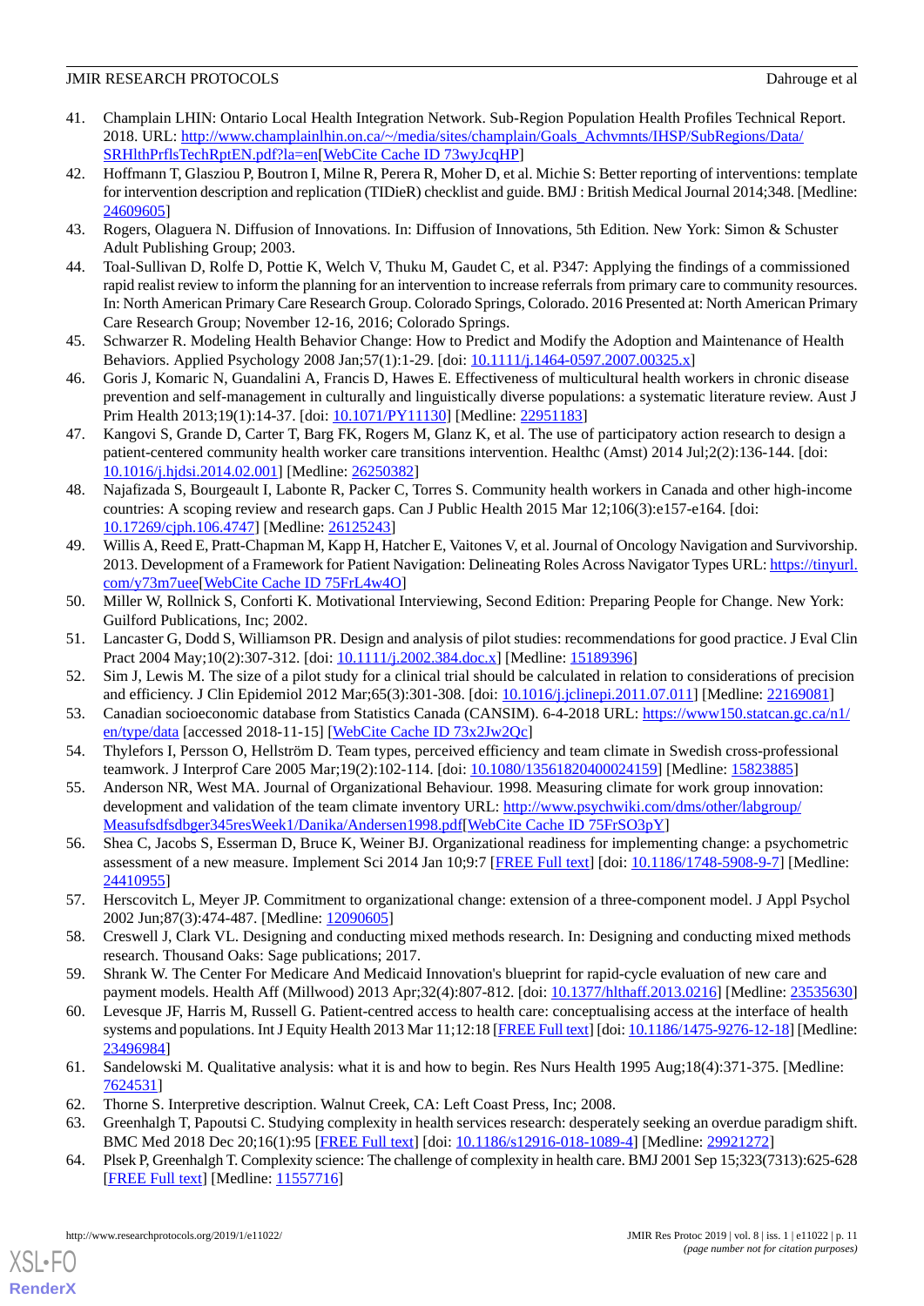41. Champlain LHIN: Ontario Local Health Integration Network. Sub-Region Population Health Profiles Technical Report. 2018. URL: http://www.champlainlhin.on.ca/~/media/sites/champlain/Goals_Achvmnts/IHSP/SubRegions/Data/SRHlthPrflsTechRptEN.pdf?la=en[WebCite Cache ID 73wyJcqHP]
42. Hoffmann T, Glasziou P, Boutron I, Milne R, Perera R, Moher D, et al. Michie S: Better reporting of interventions: template for intervention description and replication (TIDieR) checklist and guide. BMJ : British Medical Journal 2014;348. [Medline: 24609605]
43. Rogers, Olaguera N. Diffusion of Innovations. In: Diffusion of Innovations, 5th Edition. New York: Simon & Schuster Adult Publishing Group; 2003.
44. Toal-Sullivan D, Rolfe D, Pottie K, Welch V, Thuku M, Gaudet C, et al. P347: Applying the findings of a commissioned rapid realist review to inform the planning for an intervention to increase referrals from primary care to community resources. In: North American Primary Care Research Group. Colorado Springs, Colorado. 2016 Presented at: North American Primary Care Research Group; November 12-16, 2016; Colorado Springs.
45. Schwarzer R. Modeling Health Behavior Change: How to Predict and Modify the Adoption and Maintenance of Health Behaviors. Applied Psychology 2008 Jan;57(1):1-29. [doi: 10.1111/j.1464-0597.2007.00325.x]
46. Goris J, Komaric N, Guandalini A, Francis D, Hawes E. Effectiveness of multicultural health workers in chronic disease prevention and self-management in culturally and linguistically diverse populations: a systematic literature review. Aust J Prim Health 2013;19(1):14-37. [doi: 10.1071/PY11130] [Medline: 22951183]
47. Kangovi S, Grande D, Carter T, Barg FK, Rogers M, Glanz K, et al. The use of participatory action research to design a patient-centered community health worker care transitions intervention. Healthc (Amst) 2014 Jul;2(2):136-144. [doi: 10.1016/j.hjdsi.2014.02.001] [Medline: 26250382]
48. Najafizada S, Bourgeault I, Labonte R, Packer C, Torres S. Community health workers in Canada and other high-income countries: A scoping review and research gaps. Can J Public Health 2015 Mar 12;106(3):e157-e164. [doi: 10.17269/cjph.106.4747] [Medline: 26125243]
49. Willis A, Reed E, Pratt-Chapman M, Kapp H, Hatcher E, Vaitones V, et al. Journal of Oncology Navigation and Survivorship. 2013. Development of a Framework for Patient Navigation: Delineating Roles Across Navigator Types URL: https://tinyurl.com/y73m7uee[WebCite Cache ID 75FrL4w4O]
50. Miller W, Rollnick S, Conforti K. Motivational Interviewing, Second Edition: Preparing People for Change. New York: Guilford Publications, Inc; 2002.
51. Lancaster G, Dodd S, Williamson PR. Design and analysis of pilot studies: recommendations for good practice. J Eval Clin Pract 2004 May;10(2):307-312. [doi: 10.1111/j.2002.384.doc.x] [Medline: 15189396]
52. Sim J, Lewis M. The size of a pilot study for a clinical trial should be calculated in relation to considerations of precision and efficiency. J Clin Epidemiol 2012 Mar;65(3):301-308. [doi: 10.1016/j.jclinepi.2011.07.011] [Medline: 22169081]
53. Canadian socioeconomic database from Statistics Canada (CANSIM). 6-4-2018 URL: https://www150.statcan.gc.ca/n1/en/type/data [accessed 2018-11-15] [WebCite Cache ID 73x2Jw2Qc]
54. Thylefors I, Persson O, Hellström D. Team types, perceived efficiency and team climate in Swedish cross-professional teamwork. J Interprof Care 2005 Mar;19(2):102-114. [doi: 10.1080/13561820400024159] [Medline: 15823885]
55. Anderson NR, West MA. Journal of Organizational Behaviour. 1998. Measuring climate for work group innovation: development and validation of the team climate inventory URL: http://www.psychwiki.com/dms/other/labgroup/Measufsdfsdbger345resWeek1/Danika/Andersen1998.pdf[WebCite Cache ID 75FrSO3pY]
56. Shea C, Jacobs S, Esserman D, Bruce K, Weiner BJ. Organizational readiness for implementing change: a psychometric assessment of a new measure. Implement Sci 2014 Jan 10;9:7 [FREE Full text] [doi: 10.1186/1748-5908-9-7] [Medline: 24410955]
57. Herscovitch L, Meyer JP. Commitment to organizational change: extension of a three-component model. J Appl Psychol 2002 Jun;87(3):474-487. [Medline: 12090605]
58. Creswell J, Clark VL. Designing and conducting mixed methods research. In: Designing and conducting mixed methods research. Thousand Oaks: Sage publications; 2017.
59. Shrank W. The Center For Medicare And Medicaid Innovation's blueprint for rapid-cycle evaluation of new care and payment models. Health Aff (Millwood) 2013 Apr;32(4):807-812. [doi: 10.1377/hlthaff.2013.0216] [Medline: 23535630]
60. Levesque JF, Harris M, Russell G. Patient-centred access to health care: conceptualising access at the interface of health systems and populations. Int J Equity Health 2013 Mar 11;12:18 [FREE Full text] [doi: 10.1186/1475-9276-12-18] [Medline: 23496984]
61. Sandelowski M. Qualitative analysis: what it is and how to begin. Res Nurs Health 1995 Aug;18(4):371-375. [Medline: 7624531]
62. Thorne S. Interpretive description. Walnut Creek, CA: Left Coast Press, Inc; 2008.
63. Greenhalgh T, Papoutsi C. Studying complexity in health services research: desperately seeking an overdue paradigm shift. BMC Med 2018 Dec 20;16(1):95 [FREE Full text] [doi: 10.1186/s12916-018-1089-4] [Medline: 29921272]
64. Plsek P, Greenhalgh T. Complexity science: The challenge of complexity in health care. BMJ 2001 Sep 15;323(7313):625-628 [FREE Full text] [Medline: 11557716]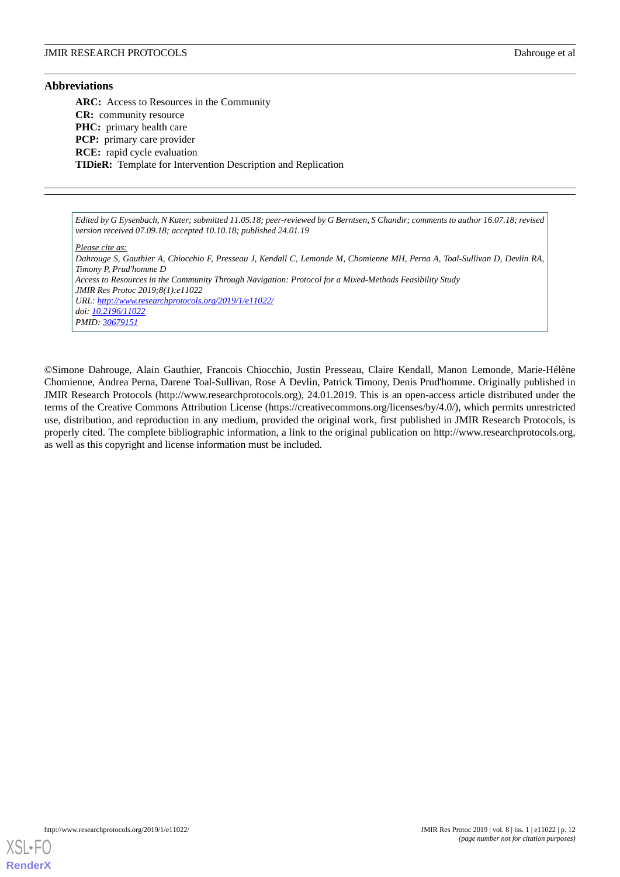## Abbreviations

**ARC:** Access to Resources in the Community
**CR:** community resource
**PHC:** primary health care
**PCP:** primary care provider
**RCE:** rapid cycle evaluation
**TIDieR:** Template for Intervention Description and Replication

*Edited by G Eysenbach, N Kuter; submitted 11.05.18; peer-reviewed by G Berntsen, S Chandir; comments to author 16.07.18; revised version received 07.09.18; accepted 10.10.18; published 24.01.19*

*Please cite as:*
*Dahrouge S, Gauthier A, Chiocchio F, Presseau J, Kendall C, Lemonde M, Chomienne MH, Perna A, Toal-Sullivan D, Devlin RA, Timony P, Prud'homme D*
*Access to Resources in the Community Through Navigation: Protocol for a Mixed-Methods Feasibility Study*
*JMIR Res Protoc 2019;8(1):e11022*
*URL: http://www.researchprotocols.org/2019/1/e11022/*
*doi: 10.2196/11022*
*PMID: 30679151*

©Simone Dahrouge, Alain Gauthier, Francois Chiocchio, Justin Presseau, Claire Kendall, Manon Lemonde, Marie-Hélène Chomienne, Andrea Perna, Darene Toal-Sullivan, Rose A Devlin, Patrick Timony, Denis Prud'homme. Originally published in JMIR Research Protocols (http://www.researchprotocols.org), 24.01.2019. This is an open-access article distributed under the terms of the Creative Commons Attribution License (https://creativecommons.org/licenses/by/4.0/), which permits unrestricted use, distribution, and reproduction in any medium, provided the original work, first published in JMIR Research Protocols, is properly cited. The complete bibliographic information, a link to the original publication on http://www.researchprotocols.org, as well as this copyright and license information must be included.